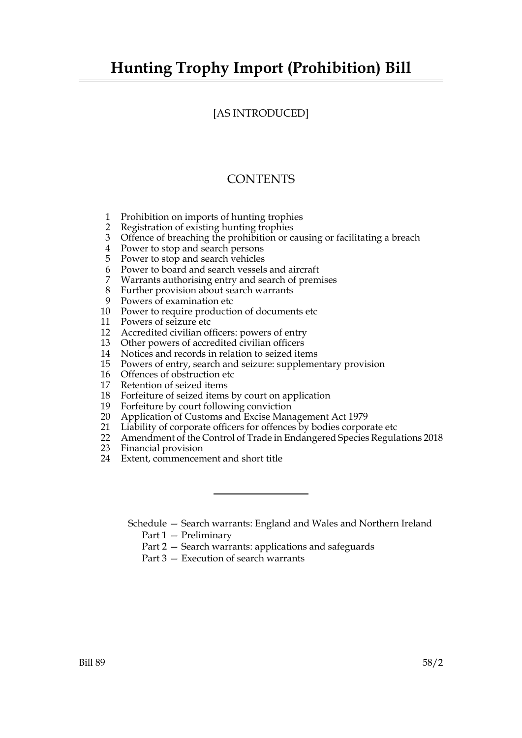# Hunting Trophy Import (Prohibition) Bill

[AS INTRODUCED]

## CONTENTS

1 Prohibition on imports of hunting trophies
2 Registration of existing hunting trophies
3 Offence of breaching the prohibition or causing or facilitating a breach
4 Power to stop and search persons
5 Power to stop and search vehicles
6 Power to board and search vessels and aircraft
7 Warrants authorising entry and search of premises
8 Further provision about search warrants
9 Powers of examination etc
10 Power to require production of documents etc
11 Powers of seizure etc
12 Accredited civilian officers: powers of entry
13 Other powers of accredited civilian officers
14 Notices and records in relation to seized items
15 Powers of entry, search and seizure: supplementary provision
16 Offences of obstruction etc
17 Retention of seized items
18 Forfeiture of seized items by court on application
19 Forfeiture by court following conviction
20 Application of Customs and Excise Management Act 1979
21 Liability of corporate officers for offences by bodies corporate etc
22 Amendment of the Control of Trade in Endangered Species Regulations 2018
23 Financial provision
24 Extent, commencement and short title

---

Schedule — Search warrants: England and Wales and Northern Ireland
- Part 1 — Preliminary
- Part 2 — Search warrants: applications and safeguards
- Part 3 — Execution of search warrants

Bill 89 58/2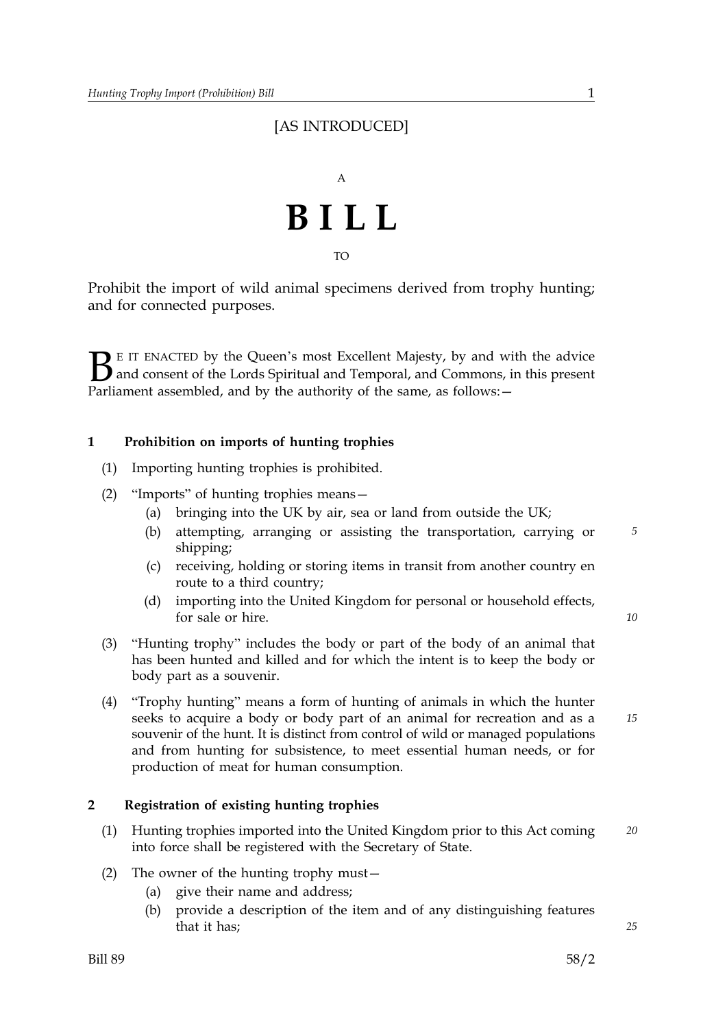[AS INTRODUCED]

A

# BILL

TO

Prohibit the import of wild animal specimens derived from trophy hunting; and for connected purposes.

BE IT ENACTED by the Queen's most Excellent Majesty, by and with the advice and consent of the Lords Spiritual and Temporal, and Commons, in this present Parliament assembled, and by the authority of the same, as follows:—

## 1 Prohibition on imports of hunting trophies

(1) Importing hunting trophies is prohibited.

(2) "Imports" of hunting trophies means—

- (a) bringing into the UK by air, sea or land from outside the UK;
- (b) attempting, arranging or assisting the transportation, carrying or shipping;
- (c) receiving, holding or storing items in transit from another country en route to a third country;
- (d) importing into the United Kingdom for personal or household effects, for sale or hire.

(3) "Hunting trophy" includes the body or part of the body of an animal that has been hunted and killed and for which the intent is to keep the body or body part as a souvenir.

(4) "Trophy hunting" means a form of hunting of animals in which the hunter seeks to acquire a body or body part of an animal for recreation and as a souvenir of the hunt. It is distinct from control of wild or managed populations and from hunting for subsistence, to meet essential human needs, or for production of meat for human consumption.

## 2 Registration of existing hunting trophies

(1) Hunting trophies imported into the United Kingdom prior to this Act coming into force shall be registered with the Secretary of State.

(2) The owner of the hunting trophy must—

- (a) give their name and address;
- (b) provide a description of the item and of any distinguishing features that it has;

Bill 89 58/2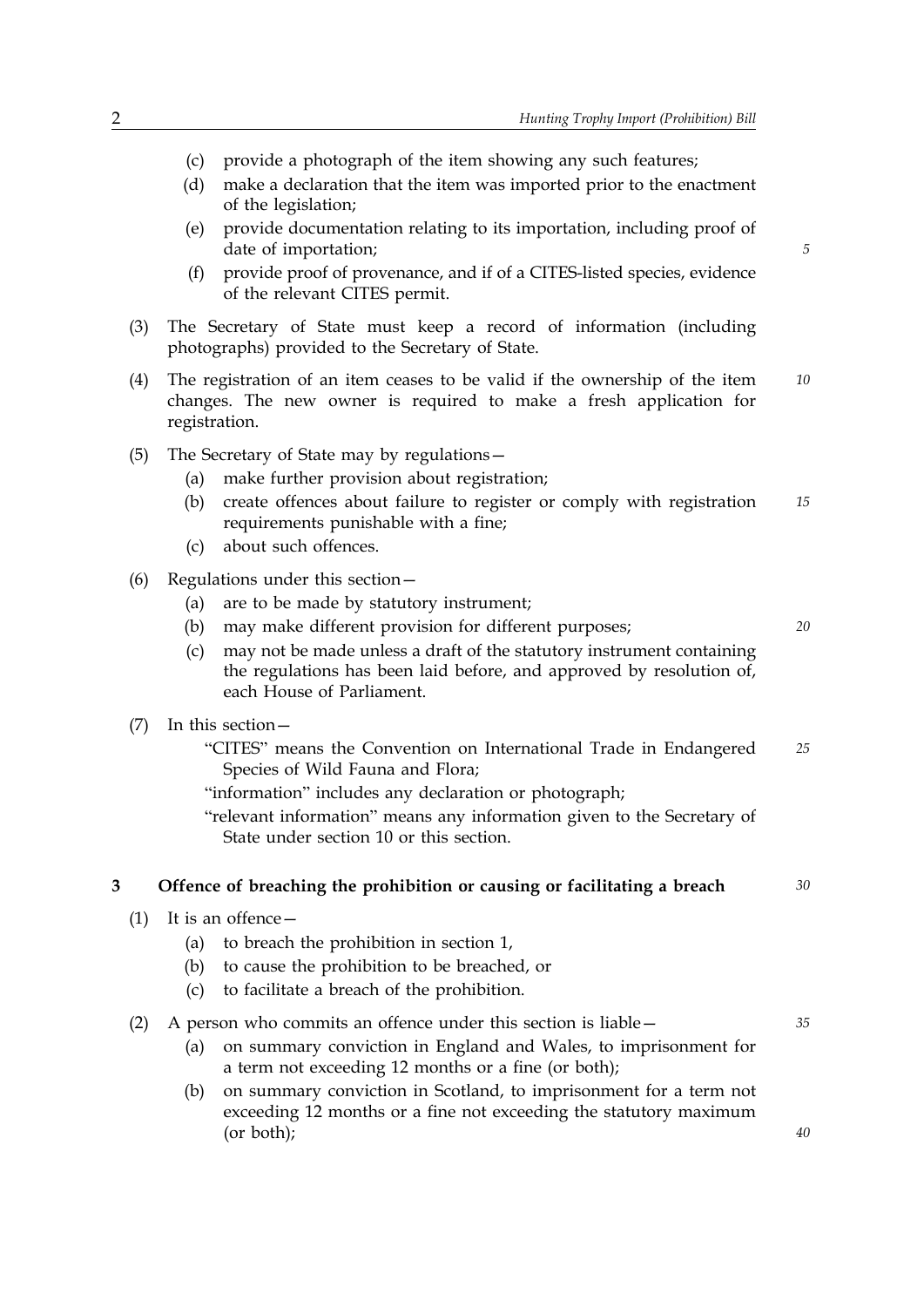(c) provide a photograph of the item showing any such features;

(d) make a declaration that the item was imported prior to the enactment of the legislation;

(e) provide documentation relating to its importation, including proof of date of importation;

(f) provide proof of provenance, and if of a CITES-listed species, evidence of the relevant CITES permit.

(3) The Secretary of State must keep a record of information (including photographs) provided to the Secretary of State.

(4) The registration of an item ceases to be valid if the ownership of the item changes. The new owner is required to make a fresh application for registration.

(5) The Secretary of State may by regulations—

(a) make further provision about registration;

(b) create offences about failure to register or comply with registration requirements punishable with a fine;

(c) about such offences.

(6) Regulations under this section—

(a) are to be made by statutory instrument;

(b) may make different provision for different purposes;

(c) may not be made unless a draft of the statutory instrument containing the regulations has been laid before, and approved by resolution of, each House of Parliament.

(7) In this section—

"CITES" means the Convention on International Trade in Endangered Species of Wild Fauna and Flora;

"information" includes any declaration or photograph;

"relevant information" means any information given to the Secretary of State under section 10 or this section.

## 3 Offence of breaching the prohibition or causing or facilitating a breach

(1) It is an offence—

(a) to breach the prohibition in section 1,

(b) to cause the prohibition to be breached, or

(c) to facilitate a breach of the prohibition.

(2) A person who commits an offence under this section is liable—

(a) on summary conviction in England and Wales, to imprisonment for a term not exceeding 12 months or a fine (or both);

(b) on summary conviction in Scotland, to imprisonment for a term not exceeding 12 months or a fine not exceeding the statutory maximum (or both);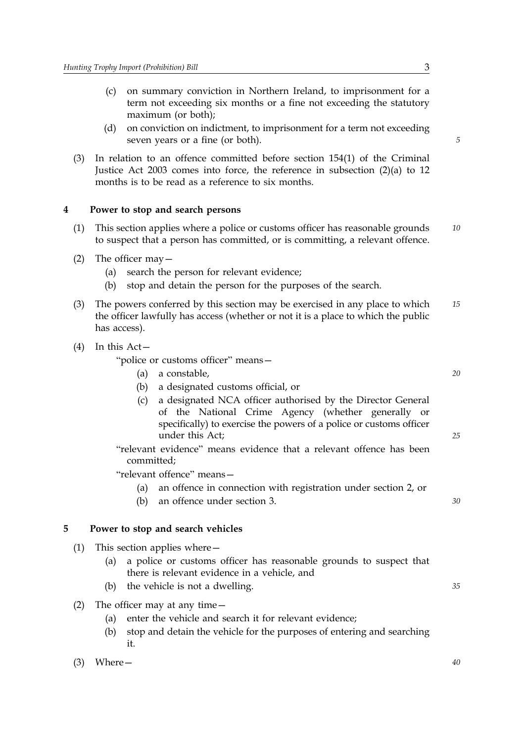(c) on summary conviction in Northern Ireland, to imprisonment for a term not exceeding six months or a fine not exceeding the statutory maximum (or both);

(d) on conviction on indictment, to imprisonment for a term not exceeding seven years or a fine (or both).

(3) In relation to an offence committed before section 154(1) of the Criminal Justice Act 2003 comes into force, the reference in subsection (2)(a) to 12 months is to be read as a reference to six months.

## 4 Power to stop and search persons

(1) This section applies where a police or customs officer has reasonable grounds to suspect that a person has committed, or is committing, a relevant offence.

(2) The officer may—

(a) search the person for relevant evidence;

(b) stop and detain the person for the purposes of the search.

(3) The powers conferred by this section may be exercised in any place to which the officer lawfully has access (whether or not it is a place to which the public has access).

(4) In this Act—

"police or customs officer" means—

(a) a constable,

(b) a designated customs official, or

(c) a designated NCA officer authorised by the Director General of the National Crime Agency (whether generally or specifically) to exercise the powers of a police or customs officer under this Act;

"relevant evidence" means evidence that a relevant offence has been committed;

"relevant offence" means—

(a) an offence in connection with registration under section 2, or

(b) an offence under section 3.

## 5 Power to stop and search vehicles

(1) This section applies where—

(a) a police or customs officer has reasonable grounds to suspect that there is relevant evidence in a vehicle, and

(b) the vehicle is not a dwelling.

(2) The officer may at any time—

(a) enter the vehicle and search it for relevant evidence;

(b) stop and detain the vehicle for the purposes of entering and searching it.

(3) Where—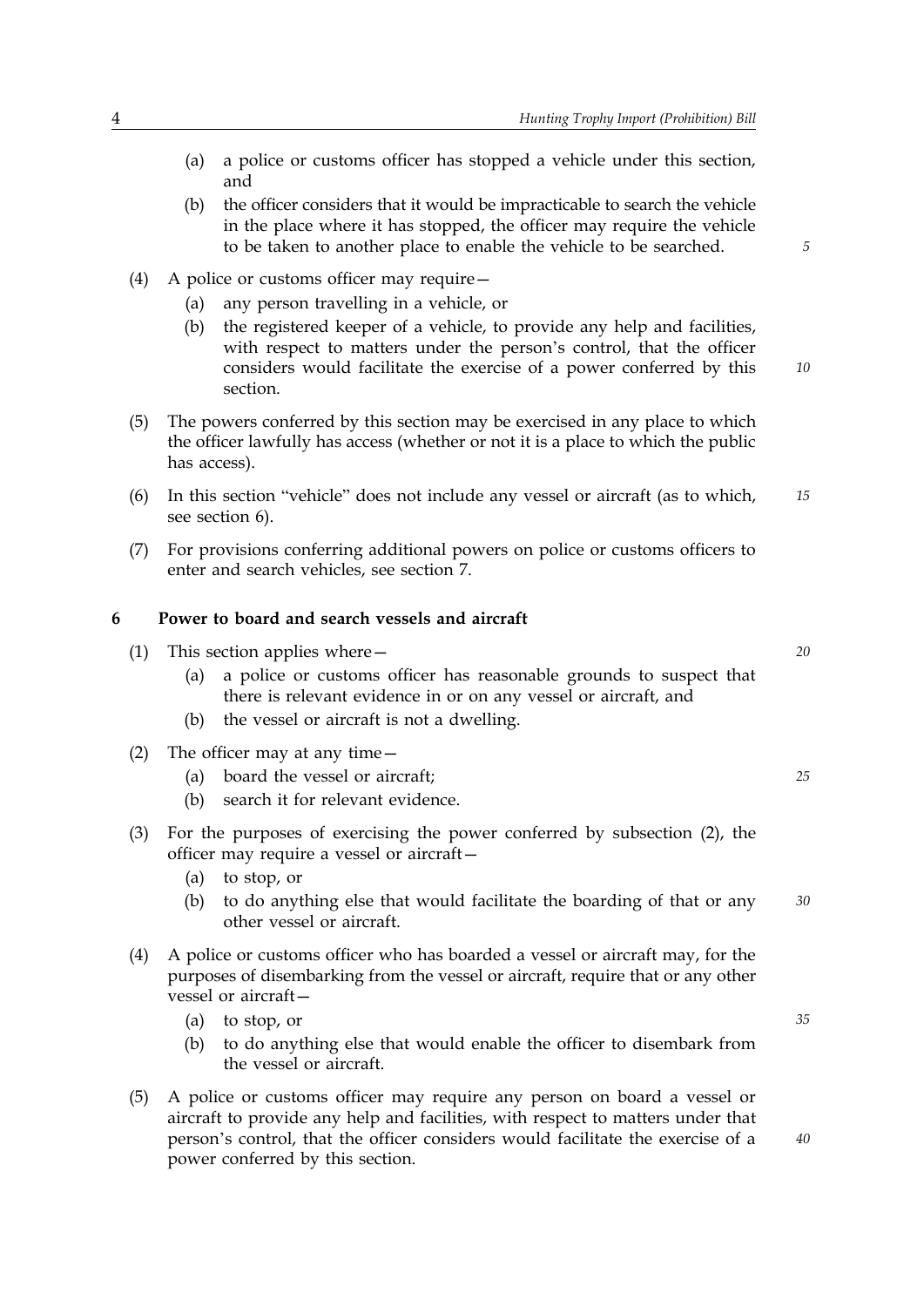(a) a police or customs officer has stopped a vehicle under this section, and

(b) the officer considers that it would be impracticable to search the vehicle in the place where it has stopped, the officer may require the vehicle to be taken to another place to enable the vehicle to be searched.

(4) A police or customs officer may require—

(a) any person travelling in a vehicle, or

(b) the registered keeper of a vehicle, to provide any help and facilities, with respect to matters under the person's control, that the officer considers would facilitate the exercise of a power conferred by this section.

(5) The powers conferred by this section may be exercised in any place to which the officer lawfully has access (whether or not it is a place to which the public has access).

(6) In this section "vehicle" does not include any vessel or aircraft (as to which, see section 6).

(7) For provisions conferring additional powers on police or customs officers to enter and search vehicles, see section 7.

## 6 Power to board and search vessels and aircraft

(1) This section applies where—

(a) a police or customs officer has reasonable grounds to suspect that there is relevant evidence in or on any vessel or aircraft, and

(b) the vessel or aircraft is not a dwelling.

(2) The officer may at any time—

(a) board the vessel or aircraft;

(b) search it for relevant evidence.

(3) For the purposes of exercising the power conferred by subsection (2), the officer may require a vessel or aircraft—

(a) to stop, or

(b) to do anything else that would facilitate the boarding of that or any other vessel or aircraft.

(4) A police or customs officer who has boarded a vessel or aircraft may, for the purposes of disembarking from the vessel or aircraft, require that or any other vessel or aircraft—

(a) to stop, or

(b) to do anything else that would enable the officer to disembark from the vessel or aircraft.

(5) A police or customs officer may require any person on board a vessel or aircraft to provide any help and facilities, with respect to matters under that person's control, that the officer considers would facilitate the exercise of a power conferred by this section.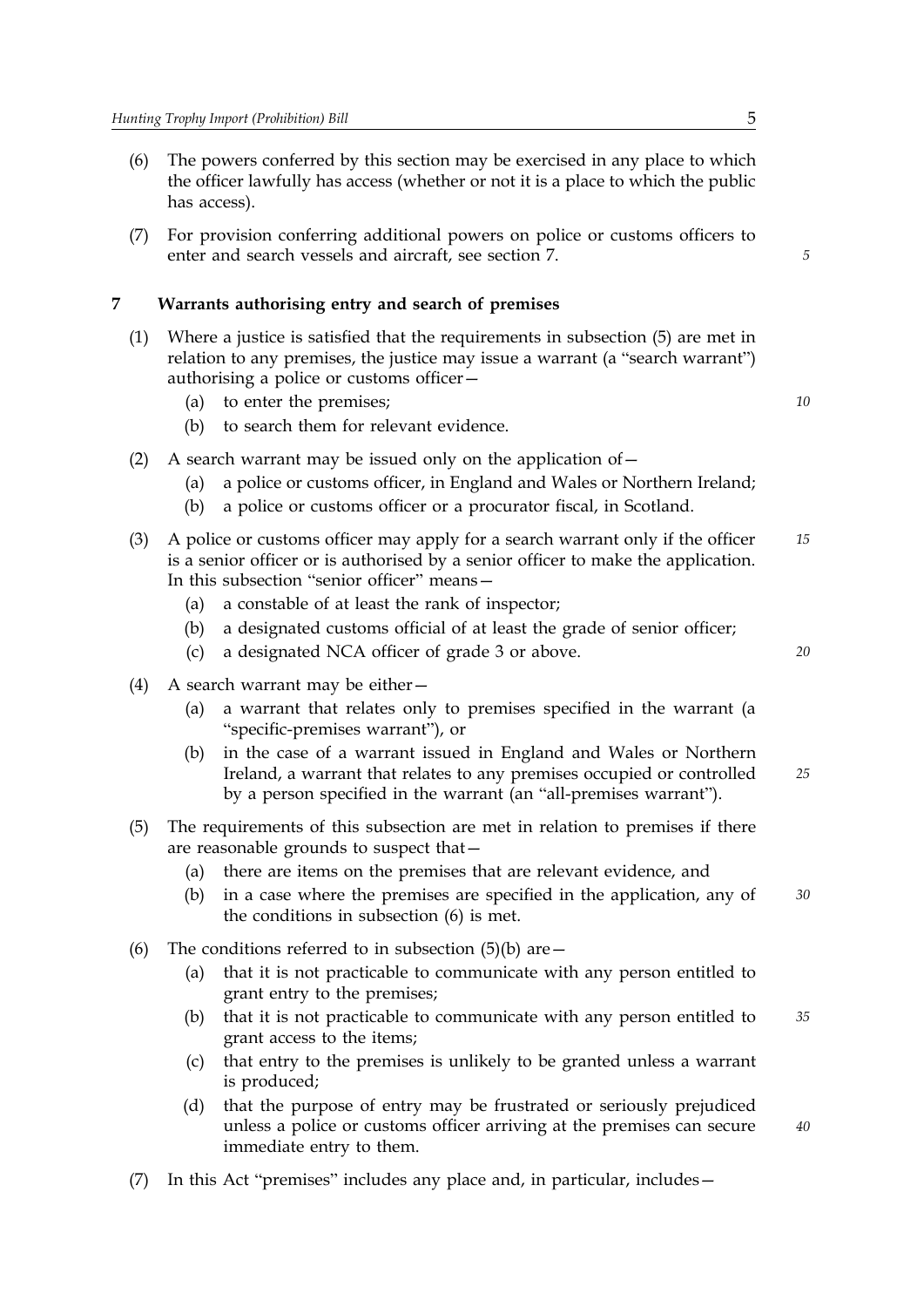(6) The powers conferred by this section may be exercised in any place to which the officer lawfully has access (whether or not it is a place to which the public has access).

(7) For provision conferring additional powers on police or customs officers to enter and search vessels and aircraft, see section 7.

## 7 Warrants authorising entry and search of premises

(1) Where a justice is satisfied that the requirements in subsection (5) are met in relation to any premises, the justice may issue a warrant (a "search warrant") authorising a police or customs officer—

- (a) to enter the premises;
- (b) to search them for relevant evidence.

(2) A search warrant may be issued only on the application of—

- (a) a police or customs officer, in England and Wales or Northern Ireland;
- (b) a police or customs officer or a procurator fiscal, in Scotland.

(3) A police or customs officer may apply for a search warrant only if the officer is a senior officer or is authorised by a senior officer to make the application. In this subsection "senior officer" means—

- (a) a constable of at least the rank of inspector;
- (b) a designated customs official of at least the grade of senior officer;
- (c) a designated NCA officer of grade 3 or above.

(4) A search warrant may be either—

- (a) a warrant that relates only to premises specified in the warrant (a "specific-premises warrant"), or
- (b) in the case of a warrant issued in England and Wales or Northern Ireland, a warrant that relates to any premises occupied or controlled by a person specified in the warrant (an "all-premises warrant").

(5) The requirements of this subsection are met in relation to premises if there are reasonable grounds to suspect that—

- (a) there are items on the premises that are relevant evidence, and
- (b) in a case where the premises are specified in the application, any of the conditions in subsection (6) is met.

(6) The conditions referred to in subsection (5)(b) are—

- (a) that it is not practicable to communicate with any person entitled to grant entry to the premises;
- (b) that it is not practicable to communicate with any person entitled to grant access to the items;
- (c) that entry to the premises is unlikely to be granted unless a warrant is produced;
- (d) that the purpose of entry may be frustrated or seriously prejudiced unless a police or customs officer arriving at the premises can secure immediate entry to them.

(7) In this Act "premises" includes any place and, in particular, includes—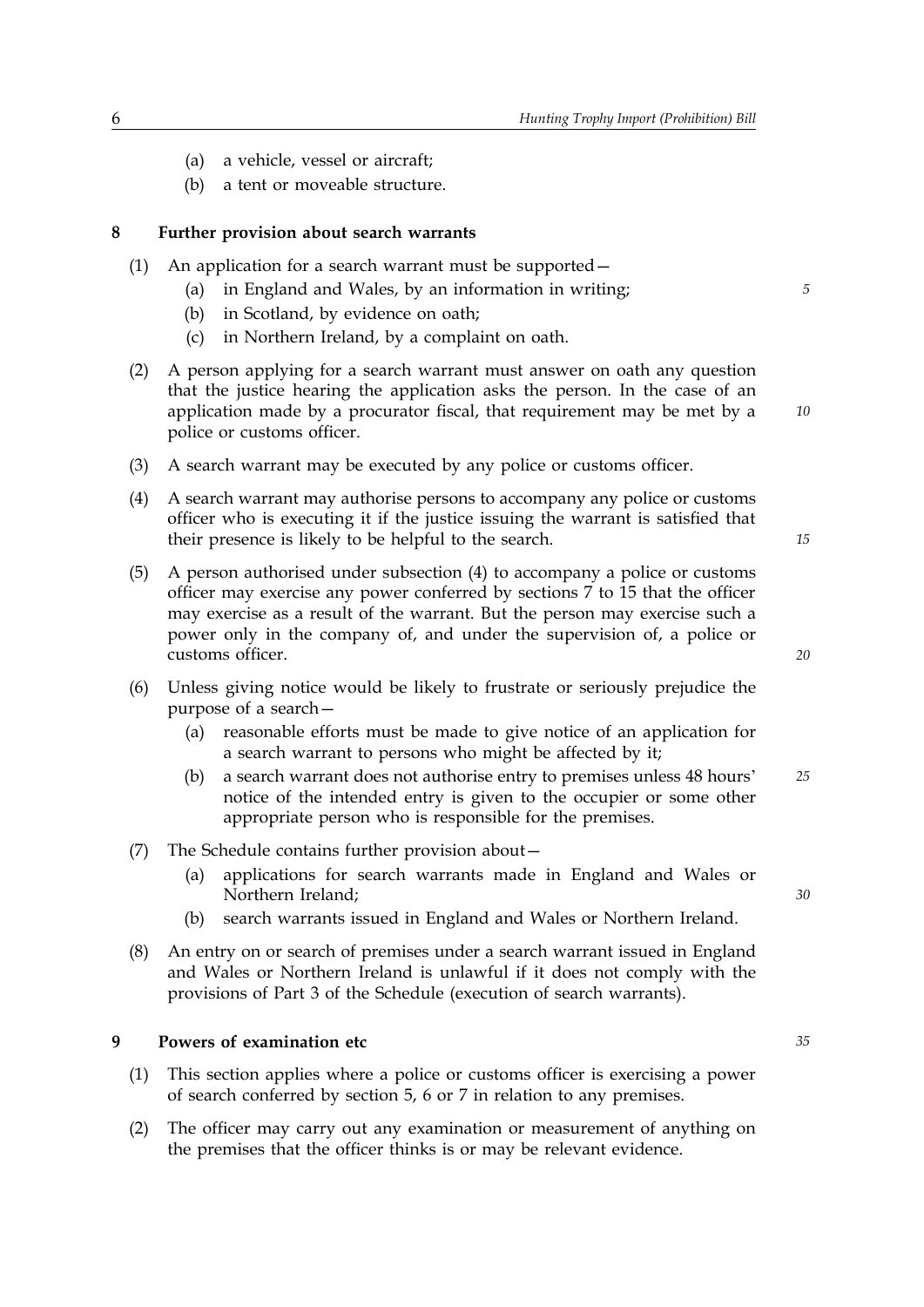(a) a vehicle, vessel or aircraft;

(b) a tent or moveable structure.

## 8 Further provision about search warrants

(1) An application for a search warrant must be supported—

(a) in England and Wales, by an information in writing;

(b) in Scotland, by evidence on oath;

(c) in Northern Ireland, by a complaint on oath.

(2) A person applying for a search warrant must answer on oath any question that the justice hearing the application asks the person. In the case of an application made by a procurator fiscal, that requirement may be met by a police or customs officer.

(3) A search warrant may be executed by any police or customs officer.

(4) A search warrant may authorise persons to accompany any police or customs officer who is executing it if the justice issuing the warrant is satisfied that their presence is likely to be helpful to the search.

(5) A person authorised under subsection (4) to accompany a police or customs officer may exercise any power conferred by sections 7 to 15 that the officer may exercise as a result of the warrant. But the person may exercise such a power only in the company of, and under the supervision of, a police or customs officer.

(6) Unless giving notice would be likely to frustrate or seriously prejudice the purpose of a search—

(a) reasonable efforts must be made to give notice of an application for a search warrant to persons who might be affected by it;

(b) a search warrant does not authorise entry to premises unless 48 hours' notice of the intended entry is given to the occupier or some other appropriate person who is responsible for the premises.

(7) The Schedule contains further provision about—

(a) applications for search warrants made in England and Wales or Northern Ireland;

(b) search warrants issued in England and Wales or Northern Ireland.

(8) An entry on or search of premises under a search warrant issued in England and Wales or Northern Ireland is unlawful if it does not comply with the provisions of Part 3 of the Schedule (execution of search warrants).

## 9 Powers of examination etc

(1) This section applies where a police or customs officer is exercising a power of search conferred by section 5, 6 or 7 in relation to any premises.

(2) The officer may carry out any examination or measurement of anything on the premises that the officer thinks is or may be relevant evidence.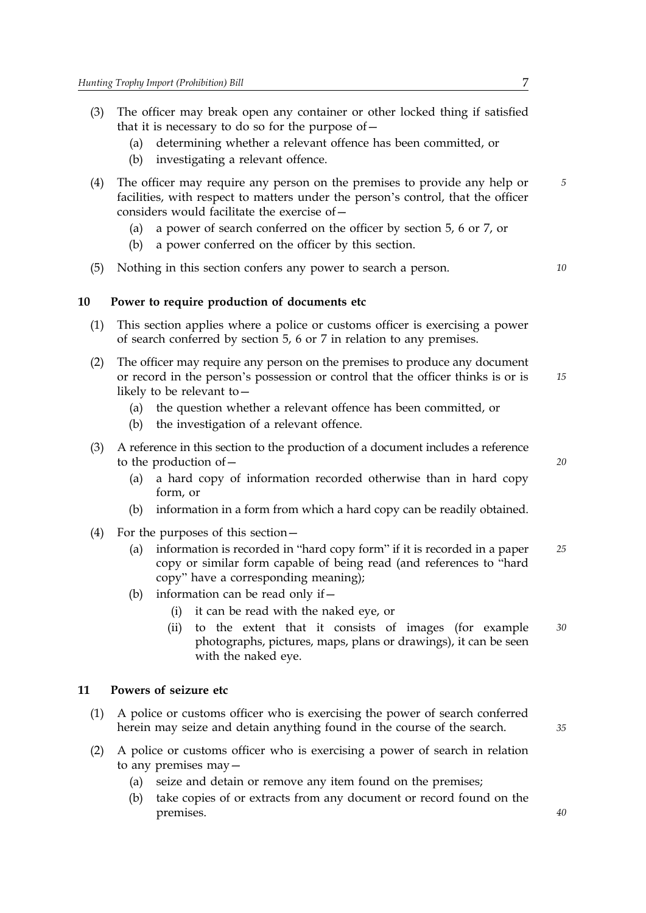(3) The officer may break open any container or other locked thing if satisfied that it is necessary to do so for the purpose of—

   (a) determining whether a relevant offence has been committed, or

   (b) investigating a relevant offence.

(4) The officer may require any person on the premises to provide any help or facilities, with respect to matters under the person's control, that the officer considers would facilitate the exercise of—

   (a) a power of search conferred on the officer by section 5, 6 or 7, or

   (b) a power conferred on the officer by this section.

(5) Nothing in this section confers any power to search a person.

## 10 Power to require production of documents etc

(1) This section applies where a police or customs officer is exercising a power of search conferred by section 5, 6 or 7 in relation to any premises.

(2) The officer may require any person on the premises to produce any document or record in the person's possession or control that the officer thinks is or is likely to be relevant to—

   (a) the question whether a relevant offence has been committed, or

   (b) the investigation of a relevant offence.

(3) A reference in this section to the production of a document includes a reference to the production of—

   (a) a hard copy of information recorded otherwise than in hard copy form, or

   (b) information in a form from which a hard copy can be readily obtained.

(4) For the purposes of this section—

   (a) information is recorded in "hard copy form" if it is recorded in a paper copy or similar form capable of being read (and references to "hard copy" have a corresponding meaning);

   (b) information can be read only if—

      (i) it can be read with the naked eye, or

      (ii) to the extent that it consists of images (for example photographs, pictures, maps, plans or drawings), it can be seen with the naked eye.

## 11 Powers of seizure etc

(1) A police or customs officer who is exercising the power of search conferred herein may seize and detain anything found in the course of the search.

(2) A police or customs officer who is exercising a power of search in relation to any premises may—

   (a) seize and detain or remove any item found on the premises;

   (b) take copies of or extracts from any document or record found on the premises.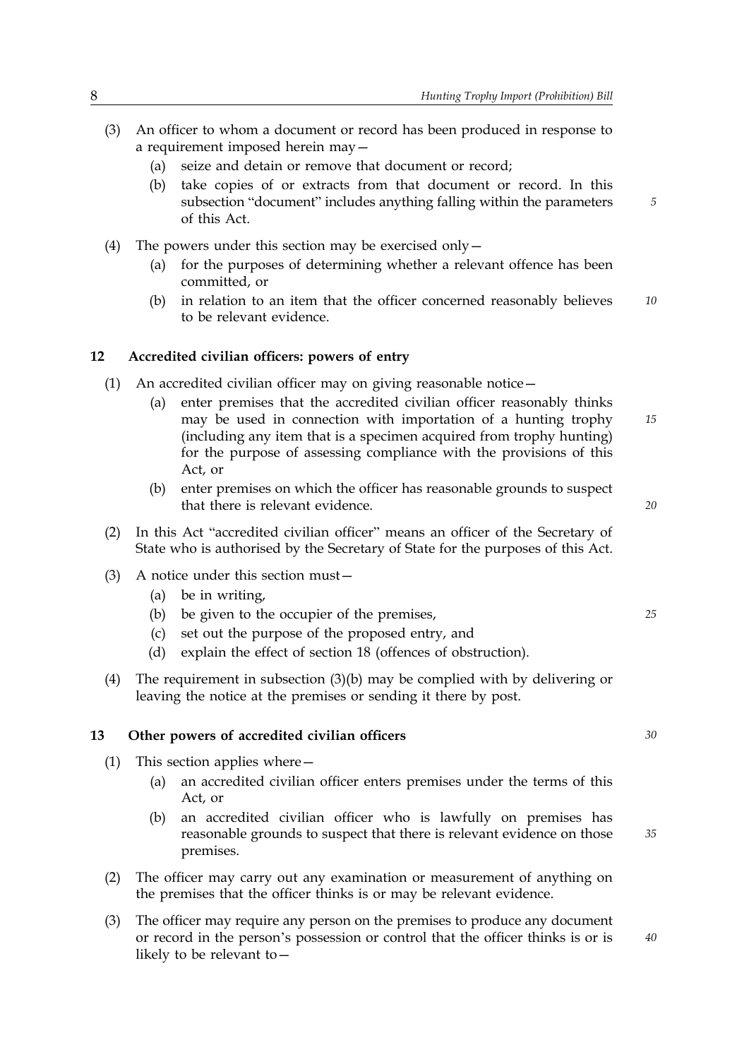(3) An officer to whom a document or record has been produced in response to a requirement imposed herein may—

  (a) seize and detain or remove that document or record;

  (b) take copies of or extracts from that document or record. In this subsection "document" includes anything falling within the parameters of this Act.

(4) The powers under this section may be exercised only—

  (a) for the purposes of determining whether a relevant offence has been committed, or

  (b) in relation to an item that the officer concerned reasonably believes to be relevant evidence.

### 12 Accredited civilian officers: powers of entry

(1) An accredited civilian officer may on giving reasonable notice—

  (a) enter premises that the accredited civilian officer reasonably thinks may be used in connection with importation of a hunting trophy (including any item that is a specimen acquired from trophy hunting) for the purpose of assessing compliance with the provisions of this Act, or

  (b) enter premises on which the officer has reasonable grounds to suspect that there is relevant evidence.

(2) In this Act "accredited civilian officer" means an officer of the Secretary of State who is authorised by the Secretary of State for the purposes of this Act.

(3) A notice under this section must—

  (a) be in writing,

  (b) be given to the occupier of the premises,

  (c) set out the purpose of the proposed entry, and

  (d) explain the effect of section 18 (offences of obstruction).

(4) The requirement in subsection (3)(b) may be complied with by delivering or leaving the notice at the premises or sending it there by post.

### 13 Other powers of accredited civilian officers

(1) This section applies where—

  (a) an accredited civilian officer enters premises under the terms of this Act, or

  (b) an accredited civilian officer who is lawfully on premises has reasonable grounds to suspect that there is relevant evidence on those premises.

(2) The officer may carry out any examination or measurement of anything on the premises that the officer thinks is or may be relevant evidence.

(3) The officer may require any person on the premises to produce any document or record in the person's possession or control that the officer thinks is or is likely to be relevant to—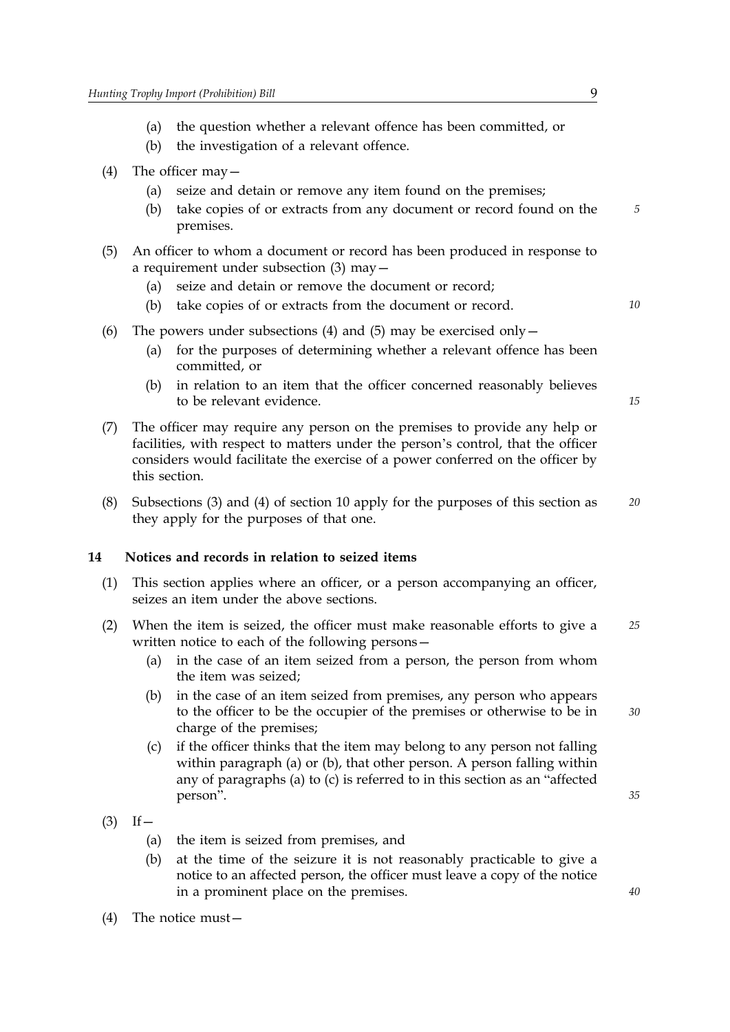(a) the question whether a relevant offence has been committed, or

(b) the investigation of a relevant offence.

(4) The officer may—

(a) seize and detain or remove any item found on the premises;

(b) take copies of or extracts from any document or record found on the premises.

(5) An officer to whom a document or record has been produced in response to a requirement under subsection (3) may—

(a) seize and detain or remove the document or record;

(b) take copies of or extracts from the document or record.

(6) The powers under subsections (4) and (5) may be exercised only—

(a) for the purposes of determining whether a relevant offence has been committed, or

(b) in relation to an item that the officer concerned reasonably believes to be relevant evidence.

(7) The officer may require any person on the premises to provide any help or facilities, with respect to matters under the person's control, that the officer considers would facilitate the exercise of a power conferred on the officer by this section.

(8) Subsections (3) and (4) of section 10 apply for the purposes of this section as they apply for the purposes of that one.

### 14 Notices and records in relation to seized items

(1) This section applies where an officer, or a person accompanying an officer, seizes an item under the above sections.

(2) When the item is seized, the officer must make reasonable efforts to give a written notice to each of the following persons—

(a) in the case of an item seized from a person, the person from whom the item was seized;

(b) in the case of an item seized from premises, any person who appears to the officer to be the occupier of the premises or otherwise to be in charge of the premises;

(c) if the officer thinks that the item may belong to any person not falling within paragraph (a) or (b), that other person. A person falling within any of paragraphs (a) to (c) is referred to in this section as an "affected person".

(3) If—

(a) the item is seized from premises, and

(b) at the time of the seizure it is not reasonably practicable to give a notice to an affected person, the officer must leave a copy of the notice in a prominent place on the premises.

(4) The notice must—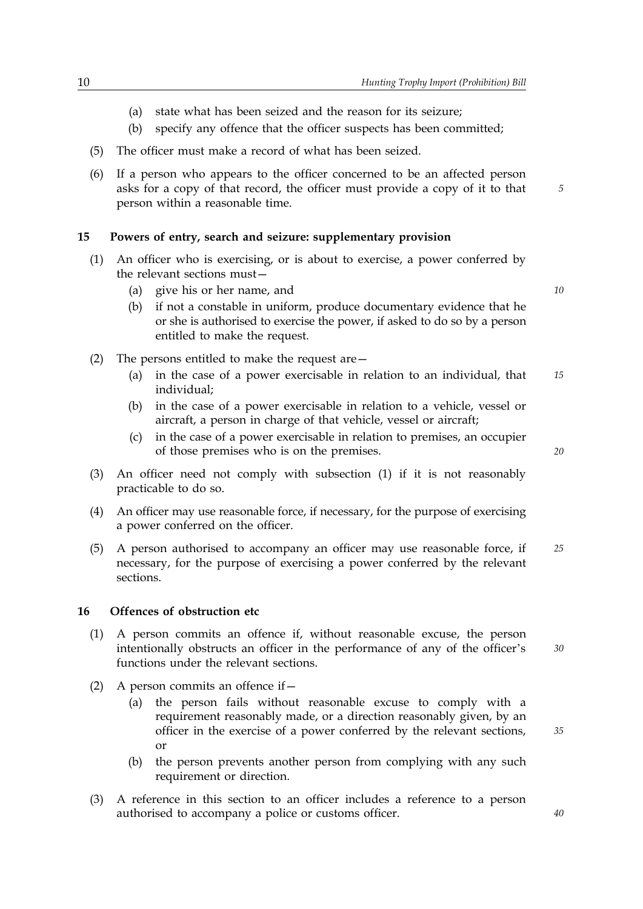(a) state what has been seized and the reason for its seizure;

(b) specify any offence that the officer suspects has been committed;

(5) The officer must make a record of what has been seized.

(6) If a person who appears to the officer concerned to be an affected person asks for a copy of that record, the officer must provide a copy of it to that person within a reasonable time.

## 15 Powers of entry, search and seizure: supplementary provision

(1) An officer who is exercising, or is about to exercise, a power conferred by the relevant sections must—

(a) give his or her name, and

(b) if not a constable in uniform, produce documentary evidence that he or she is authorised to exercise the power, if asked to do so by a person entitled to make the request.

(2) The persons entitled to make the request are—

(a) in the case of a power exercisable in relation to an individual, that individual;

(b) in the case of a power exercisable in relation to a vehicle, vessel or aircraft, a person in charge of that vehicle, vessel or aircraft;

(c) in the case of a power exercisable in relation to premises, an occupier of those premises who is on the premises.

(3) An officer need not comply with subsection (1) if it is not reasonably practicable to do so.

(4) An officer may use reasonable force, if necessary, for the purpose of exercising a power conferred on the officer.

(5) A person authorised to accompany an officer may use reasonable force, if necessary, for the purpose of exercising a power conferred by the relevant sections.

## 16 Offences of obstruction etc

(1) A person commits an offence if, without reasonable excuse, the person intentionally obstructs an officer in the performance of any of the officer's functions under the relevant sections.

(2) A person commits an offence if—

(a) the person fails without reasonable excuse to comply with a requirement reasonably made, or a direction reasonably given, by an officer in the exercise of a power conferred by the relevant sections, or

(b) the person prevents another person from complying with any such requirement or direction.

(3) A reference in this section to an officer includes a reference to a person authorised to accompany a police or customs officer.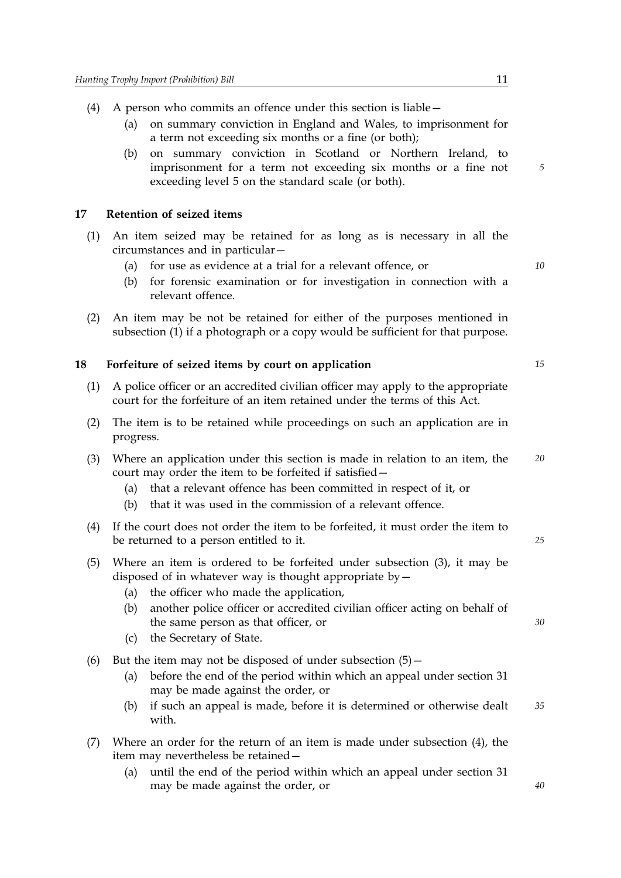(4) A person who commits an offence under this section is liable—

  (a) on summary conviction in England and Wales, to imprisonment for a term not exceeding six months or a fine (or both);

  (b) on summary conviction in Scotland or Northern Ireland, to imprisonment for a term not exceeding six months or a fine not exceeding level 5 on the standard scale (or both).

### 17 Retention of seized items

(1) An item seized may be retained for as long as is necessary in all the circumstances and in particular—

  (a) for use as evidence at a trial for a relevant offence, or

  (b) for forensic examination or for investigation in connection with a relevant offence.

(2) An item may be not be retained for either of the purposes mentioned in subsection (1) if a photograph or a copy would be sufficient for that purpose.

### 18 Forfeiture of seized items by court on application

(1) A police officer or an accredited civilian officer may apply to the appropriate court for the forfeiture of an item retained under the terms of this Act.

(2) The item is to be retained while proceedings on such an application are in progress.

(3) Where an application under this section is made in relation to an item, the court may order the item to be forfeited if satisfied—

  (a) that a relevant offence has been committed in respect of it, or

  (b) that it was used in the commission of a relevant offence.

(4) If the court does not order the item to be forfeited, it must order the item to be returned to a person entitled to it.

(5) Where an item is ordered to be forfeited under subsection (3), it may be disposed of in whatever way is thought appropriate by—

  (a) the officer who made the application,

  (b) another police officer or accredited civilian officer acting on behalf of the same person as that officer, or

  (c) the Secretary of State.

(6) But the item may not be disposed of under subsection (5)—

  (a) before the end of the period within which an appeal under section 31 may be made against the order, or

  (b) if such an appeal is made, before it is determined or otherwise dealt with.

(7) Where an order for the return of an item is made under subsection (4), the item may nevertheless be retained—

  (a) until the end of the period within which an appeal under section 31 may be made against the order, or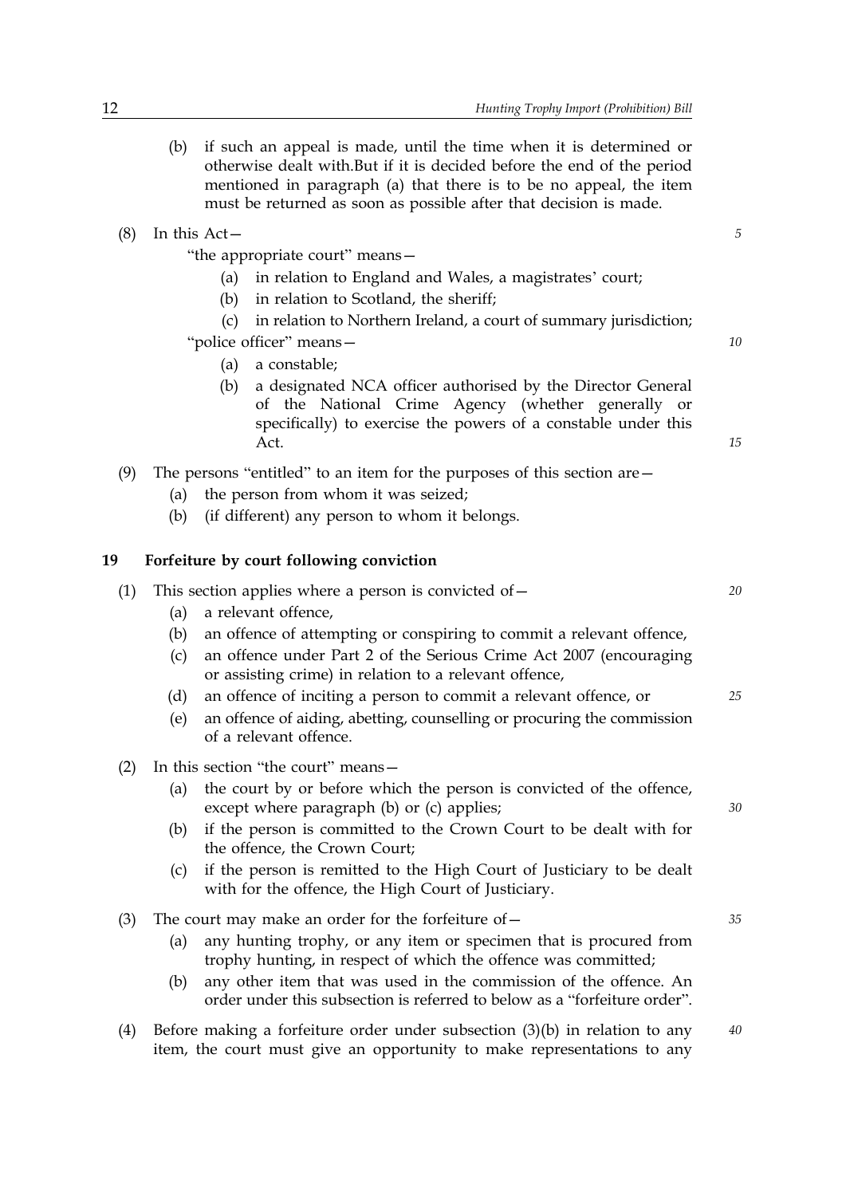(b) if such an appeal is made, until the time when it is determined or otherwise dealt with.But if it is decided before the end of the period mentioned in paragraph (a) that there is to be no appeal, the item must be returned as soon as possible after that decision is made.

(8) In this Act—

"the appropriate court" means—

(a) in relation to England and Wales, a magistrates' court;

(b) in relation to Scotland, the sheriff;

(c) in relation to Northern Ireland, a court of summary jurisdiction;

"police officer" means—

(a) a constable;

(b) a designated NCA officer authorised by the Director General of the National Crime Agency (whether generally or specifically) to exercise the powers of a constable under this Act.

(9) The persons "entitled" to an item for the purposes of this section are—

(a) the person from whom it was seized;

(b) (if different) any person to whom it belongs.

## 19 Forfeiture by court following conviction

(1) This section applies where a person is convicted of—

(a) a relevant offence,

(b) an offence of attempting or conspiring to commit a relevant offence,

(c) an offence under Part 2 of the Serious Crime Act 2007 (encouraging or assisting crime) in relation to a relevant offence,

(d) an offence of inciting a person to commit a relevant offence, or

(e) an offence of aiding, abetting, counselling or procuring the commission of a relevant offence.

(2) In this section "the court" means—

(a) the court by or before which the person is convicted of the offence, except where paragraph (b) or (c) applies;

(b) if the person is committed to the Crown Court to be dealt with for the offence, the Crown Court;

(c) if the person is remitted to the High Court of Justiciary to be dealt with for the offence, the High Court of Justiciary.

(3) The court may make an order for the forfeiture of—

(a) any hunting trophy, or any item or specimen that is procured from trophy hunting, in respect of which the offence was committed;

(b) any other item that was used in the commission of the offence. An order under this subsection is referred to below as a "forfeiture order".

(4) Before making a forfeiture order under subsection (3)(b) in relation to any item, the court must give an opportunity to make representations to any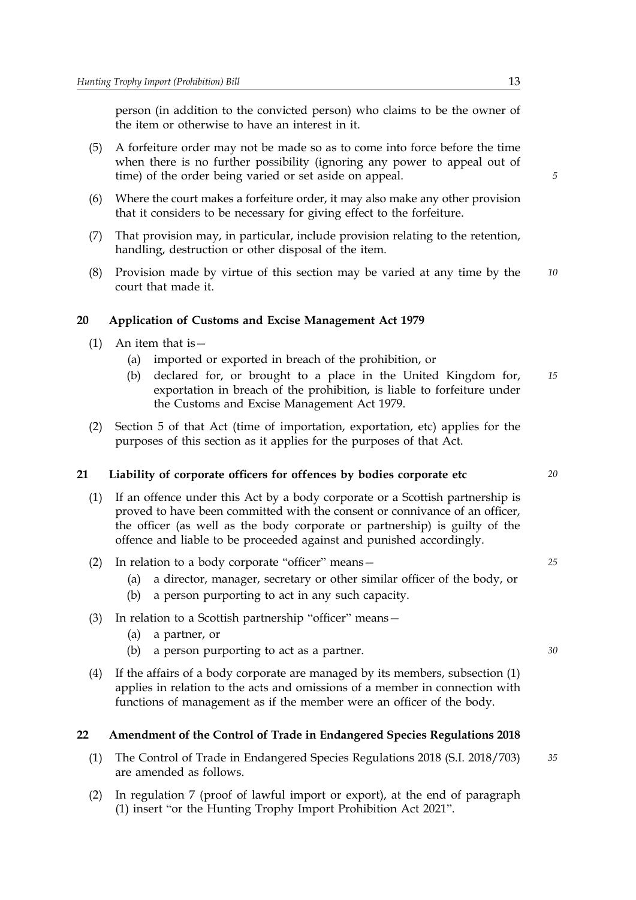person (in addition to the convicted person) who claims to be the owner of the item or otherwise to have an interest in it.

(5) A forfeiture order may not be made so as to come into force before the time when there is no further possibility (ignoring any power to appeal out of time) of the order being varied or set aside on appeal.

(6) Where the court makes a forfeiture order, it may also make any other provision that it considers to be necessary for giving effect to the forfeiture.

(7) That provision may, in particular, include provision relating to the retention, handling, destruction or other disposal of the item.

(8) Provision made by virtue of this section may be varied at any time by the court that made it.

## 20 Application of Customs and Excise Management Act 1979

(1) An item that is—

- (a) imported or exported in breach of the prohibition, or
- (b) declared for, or brought to a place in the United Kingdom for, exportation in breach of the prohibition, is liable to forfeiture under the Customs and Excise Management Act 1979.

(2) Section 5 of that Act (time of importation, exportation, etc) applies for the purposes of this section as it applies for the purposes of that Act.

## 21 Liability of corporate officers for offences by bodies corporate etc

(1) If an offence under this Act by a body corporate or a Scottish partnership is proved to have been committed with the consent or connivance of an officer, the officer (as well as the body corporate or partnership) is guilty of the offence and liable to be proceeded against and punished accordingly.

(2) In relation to a body corporate "officer" means—

- (a) a director, manager, secretary or other similar officer of the body, or
- (b) a person purporting to act in any such capacity.

(3) In relation to a Scottish partnership "officer" means—

- (a) a partner, or
- (b) a person purporting to act as a partner.

(4) If the affairs of a body corporate are managed by its members, subsection (1) applies in relation to the acts and omissions of a member in connection with functions of management as if the member were an officer of the body.

## 22 Amendment of the Control of Trade in Endangered Species Regulations 2018

(1) The Control of Trade in Endangered Species Regulations 2018 (S.I. 2018/703) are amended as follows.

(2) In regulation 7 (proof of lawful import or export), at the end of paragraph (1) insert "or the Hunting Trophy Import Prohibition Act 2021".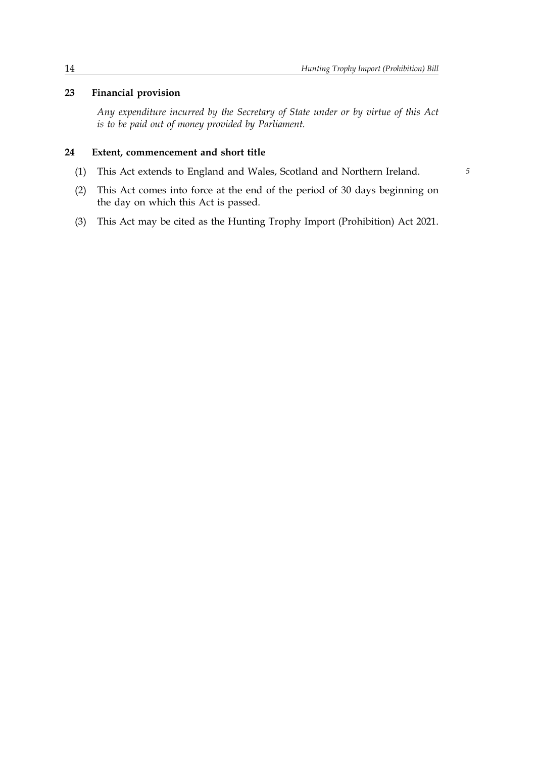## 23 Financial provision

*Any expenditure incurred by the Secretary of State under or by virtue of this Act is to be paid out of money provided by Parliament.*

## 24 Extent, commencement and short title

(1) This Act extends to England and Wales, Scotland and Northern Ireland.

(2) This Act comes into force at the end of the period of 30 days beginning on the day on which this Act is passed.

(3) This Act may be cited as the Hunting Trophy Import (Prohibition) Act 2021.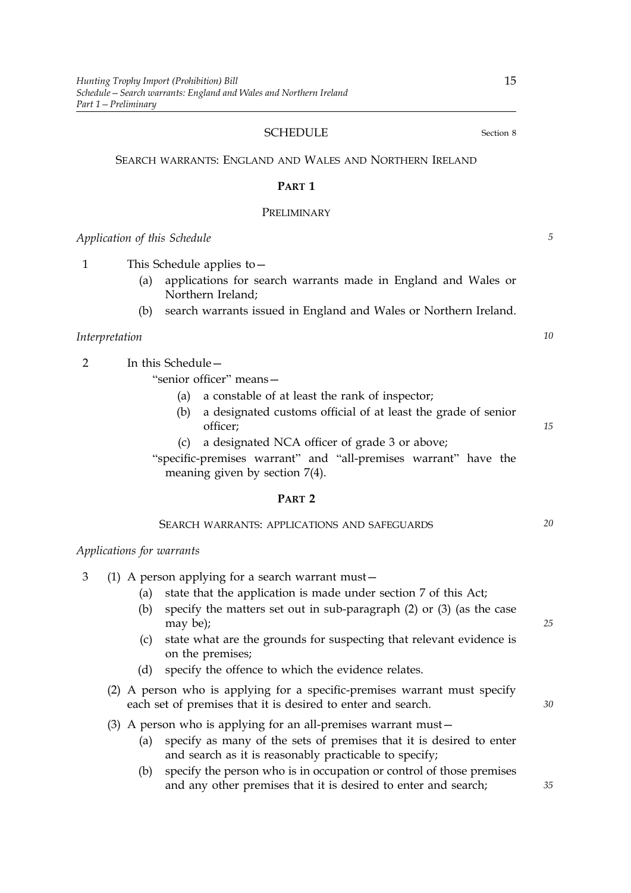## SCHEDULE

Section 8

### SEARCH WARRANTS: ENGLAND AND WALES AND NORTHERN IRELAND

#### PART 1

#### PRELIMINARY

*Application of this Schedule*

1 This Schedule applies to—

- (a) applications for search warrants made in England and Wales or Northern Ireland;
- (b) search warrants issued in England and Wales or Northern Ireland.

*Interpretation*

2 In this Schedule—

"senior officer" means—

- (a) a constable of at least the rank of inspector;
- (b) a designated customs official of at least the grade of senior officer;
- (c) a designated NCA officer of grade 3 or above;

"specific-premises warrant" and "all-premises warrant" have the meaning given by section 7(4).

#### PART 2

#### SEARCH WARRANTS: APPLICATIONS AND SAFEGUARDS

*Applications for warrants*

3 (1) A person applying for a search warrant must—

- (a) state that the application is made under section 7 of this Act;
- (b) specify the matters set out in sub-paragraph (2) or (3) (as the case may be);
- (c) state what are the grounds for suspecting that relevant evidence is on the premises;
- (d) specify the offence to which the evidence relates.

(2) A person who is applying for a specific-premises warrant must specify each set of premises that it is desired to enter and search.

(3) A person who is applying for an all-premises warrant must—

- (a) specify as many of the sets of premises that it is desired to enter and search as it is reasonably practicable to specify;
- (b) specify the person who is in occupation or control of those premises and any other premises that it is desired to enter and search;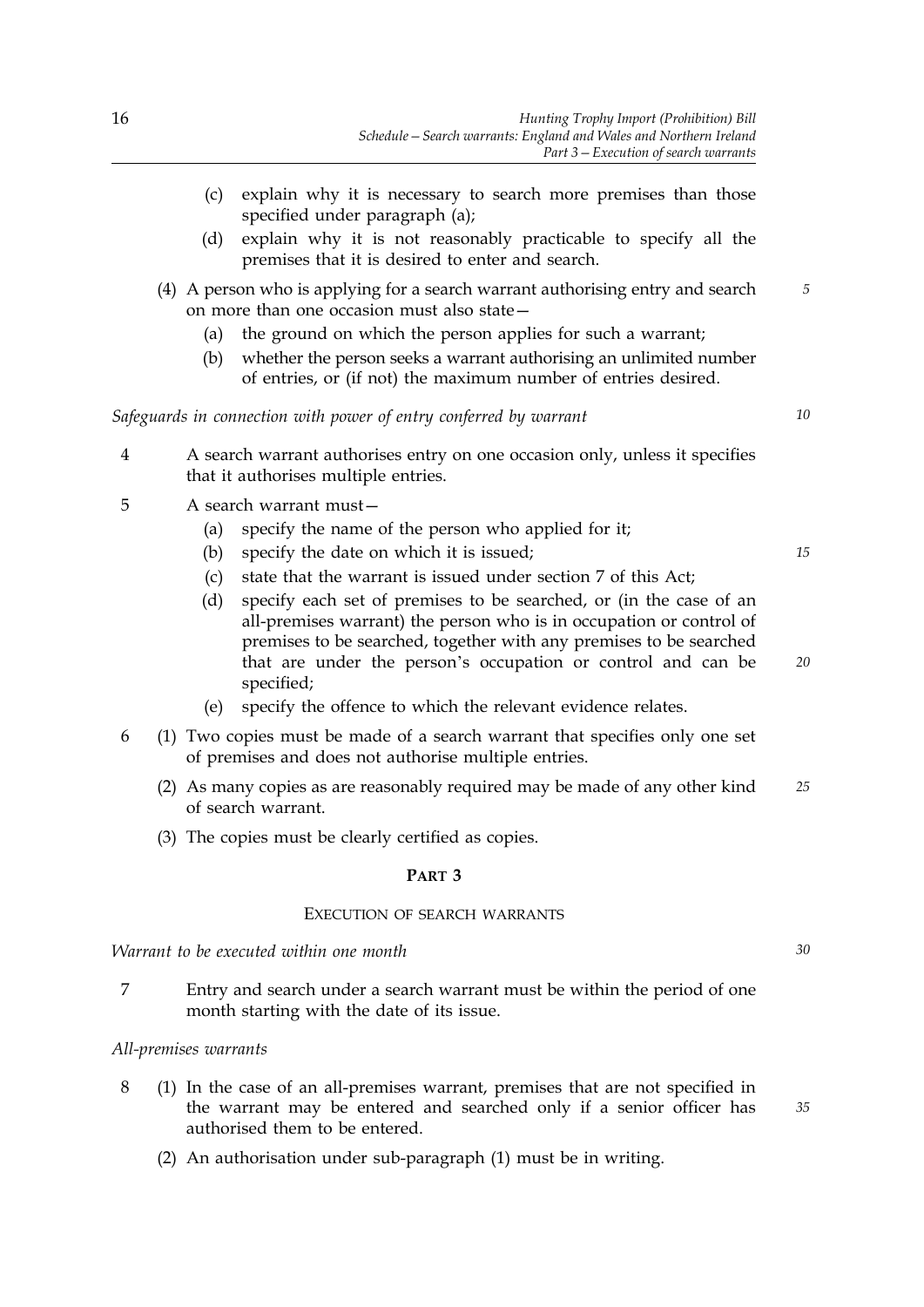(c) explain why it is necessary to search more premises than those specified under paragraph (a);

(d) explain why it is not reasonably practicable to specify all the premises that it is desired to enter and search.

(4) A person who is applying for a search warrant authorising entry and search on more than one occasion must also state—

(a) the ground on which the person applies for such a warrant;

(b) whether the person seeks a warrant authorising an unlimited number of entries, or (if not) the maximum number of entries desired.

*Safeguards in connection with power of entry conferred by warrant*

4 A search warrant authorises entry on one occasion only, unless it specifies that it authorises multiple entries.

5 A search warrant must—

(a) specify the name of the person who applied for it;

(b) specify the date on which it is issued;

(c) state that the warrant is issued under section 7 of this Act;

(d) specify each set of premises to be searched, or (in the case of an all-premises warrant) the person who is in occupation or control of premises to be searched, together with any premises to be searched that are under the person's occupation or control and can be specified;

(e) specify the offence to which the relevant evidence relates.

6 (1) Two copies must be made of a search warrant that specifies only one set of premises and does not authorise multiple entries.

(2) As many copies as are reasonably required may be made of any other kind of search warrant.

(3) The copies must be clearly certified as copies.

## PART 3

### EXECUTION OF SEARCH WARRANTS

*Warrant to be executed within one month*

7 Entry and search under a search warrant must be within the period of one month starting with the date of its issue.

*All-premises warrants*

8 (1) In the case of an all-premises warrant, premises that are not specified in the warrant may be entered and searched only if a senior officer has authorised them to be entered.

(2) An authorisation under sub-paragraph (1) must be in writing.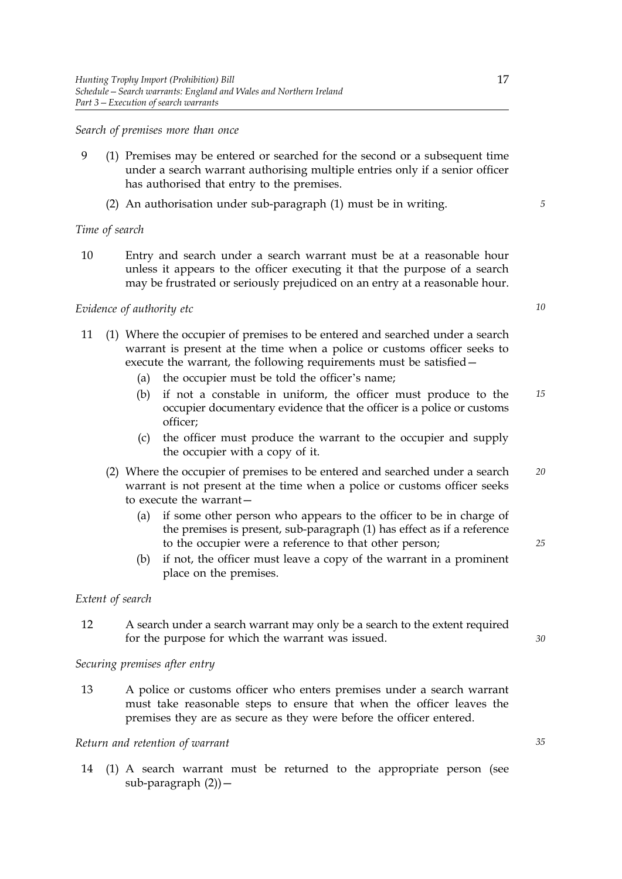*Search of premises more than once*

9 (1) Premises may be entered or searched for the second or a subsequent time under a search warrant authorising multiple entries only if a senior officer has authorised that entry to the premises.

(2) An authorisation under sub-paragraph (1) must be in writing.

*Time of search*

10 Entry and search under a search warrant must be at a reasonable hour unless it appears to the officer executing it that the purpose of a search may be frustrated or seriously prejudiced on an entry at a reasonable hour.

*Evidence of authority etc*

11 (1) Where the occupier of premises to be entered and searched under a search warrant is present at the time when a police or customs officer seeks to execute the warrant, the following requirements must be satisfied—

(a) the occupier must be told the officer's name;

(b) if not a constable in uniform, the officer must produce to the occupier documentary evidence that the officer is a police or customs officer;

(c) the officer must produce the warrant to the occupier and supply the occupier with a copy of it.

(2) Where the occupier of premises to be entered and searched under a search warrant is not present at the time when a police or customs officer seeks to execute the warrant—

(a) if some other person who appears to the officer to be in charge of the premises is present, sub-paragraph (1) has effect as if a reference to the occupier were a reference to that other person;

(b) if not, the officer must leave a copy of the warrant in a prominent place on the premises.

*Extent of search*

12 A search under a search warrant may only be a search to the extent required for the purpose for which the warrant was issued.

*Securing premises after entry*

13 A police or customs officer who enters premises under a search warrant must take reasonable steps to ensure that when the officer leaves the premises they are as secure as they were before the officer entered.

*Return and retention of warrant*

14 (1) A search warrant must be returned to the appropriate person (see sub-paragraph (2))—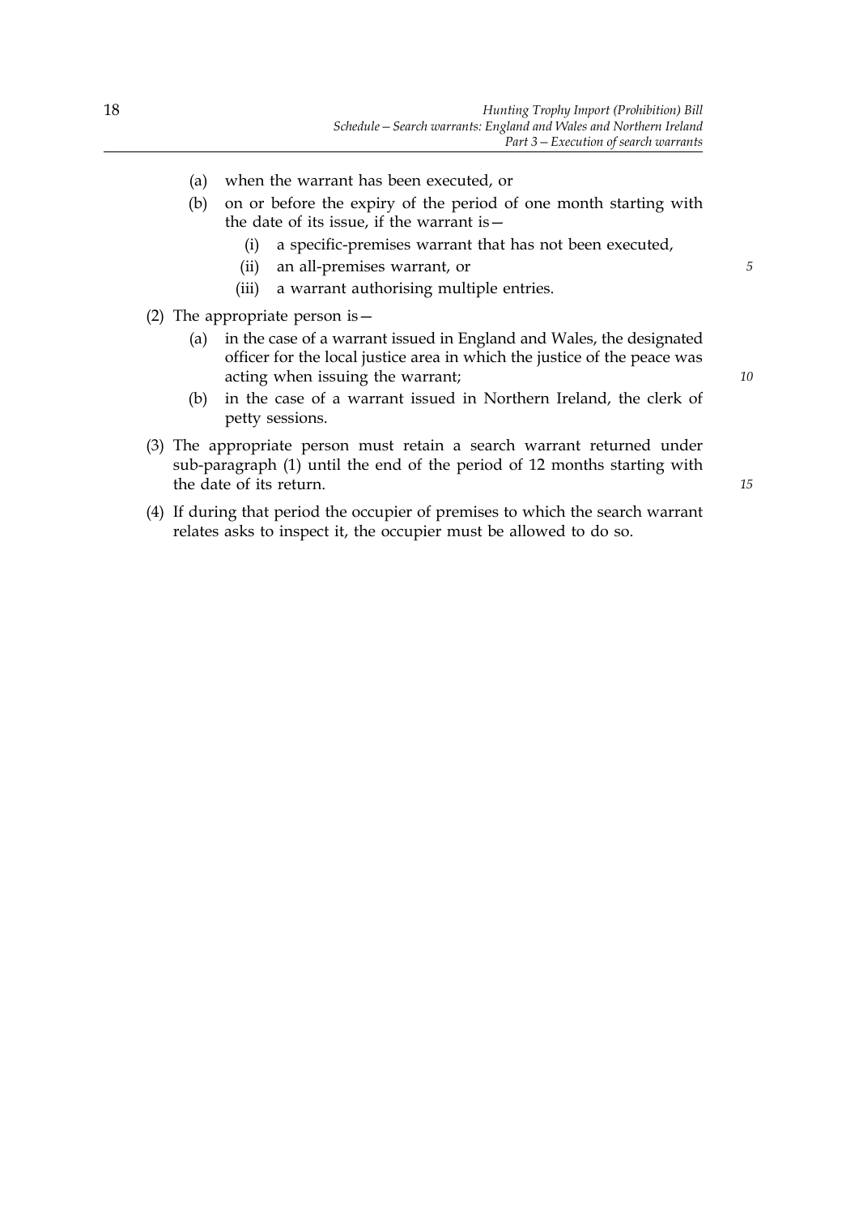(a) when the warrant has been executed, or

(b) on or before the expiry of the period of one month starting with the date of its issue, if the warrant is—

  (i) a specific-premises warrant that has not been executed,

  (ii) an all-premises warrant, or

  (iii) a warrant authorising multiple entries.

(2) The appropriate person is—

  (a) in the case of a warrant issued in England and Wales, the designated officer for the local justice area in which the justice of the peace was acting when issuing the warrant;

  (b) in the case of a warrant issued in Northern Ireland, the clerk of petty sessions.

(3) The appropriate person must retain a search warrant returned under sub-paragraph (1) until the end of the period of 12 months starting with the date of its return.

(4) If during that period the occupier of premises to which the search warrant relates asks to inspect it, the occupier must be allowed to do so.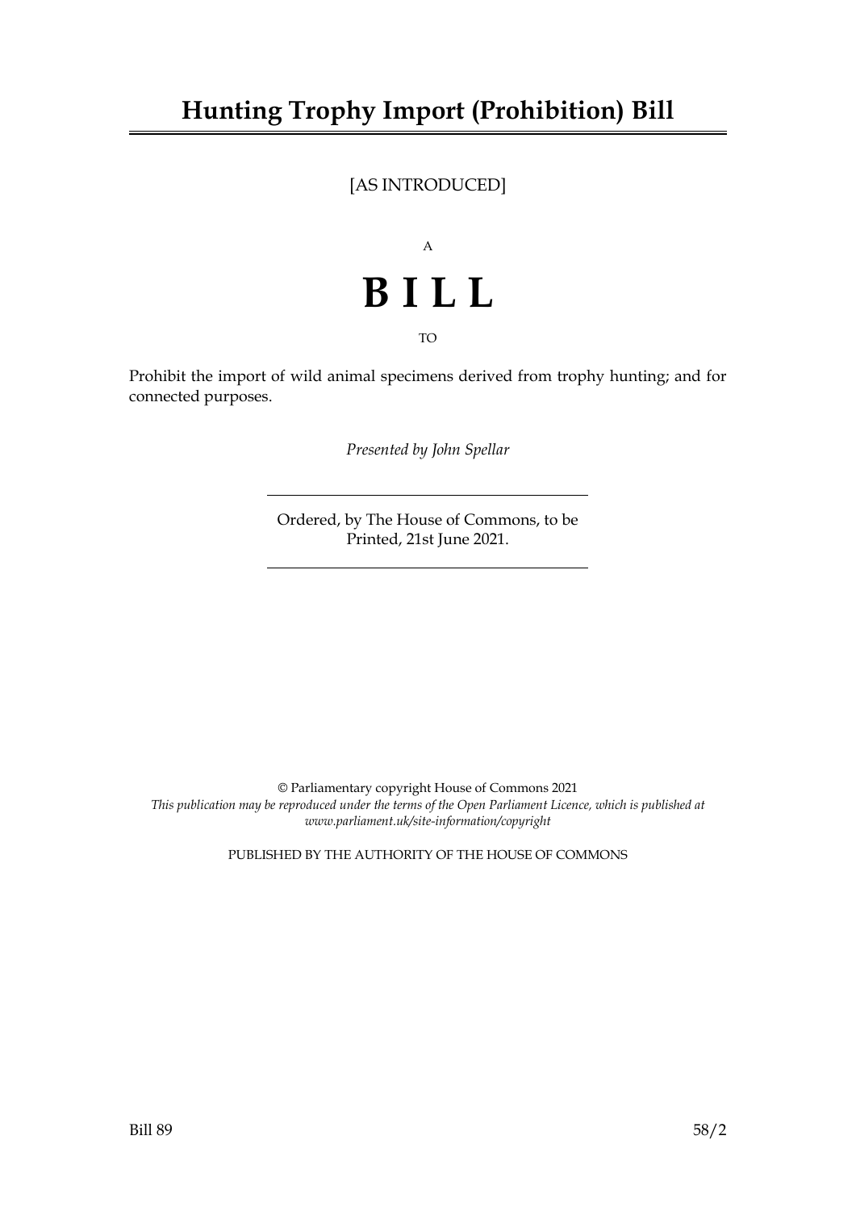# Hunting Trophy Import (Prohibition) Bill

[AS INTRODUCED]

A

# B I L L

TO

Prohibit the import of wild animal specimens derived from trophy hunting; and for connected purposes.

*Presented by John Spellar*

Ordered, by The House of Commons, to be Printed, 21st June 2021.

© Parliamentary copyright House of Commons 2021
*This publication may be reproduced under the terms of the Open Parliament Licence, which is published at www.parliament.uk/site-information/copyright*

PUBLISHED BY THE AUTHORITY OF THE HOUSE OF COMMONS

Bill 89 58/2